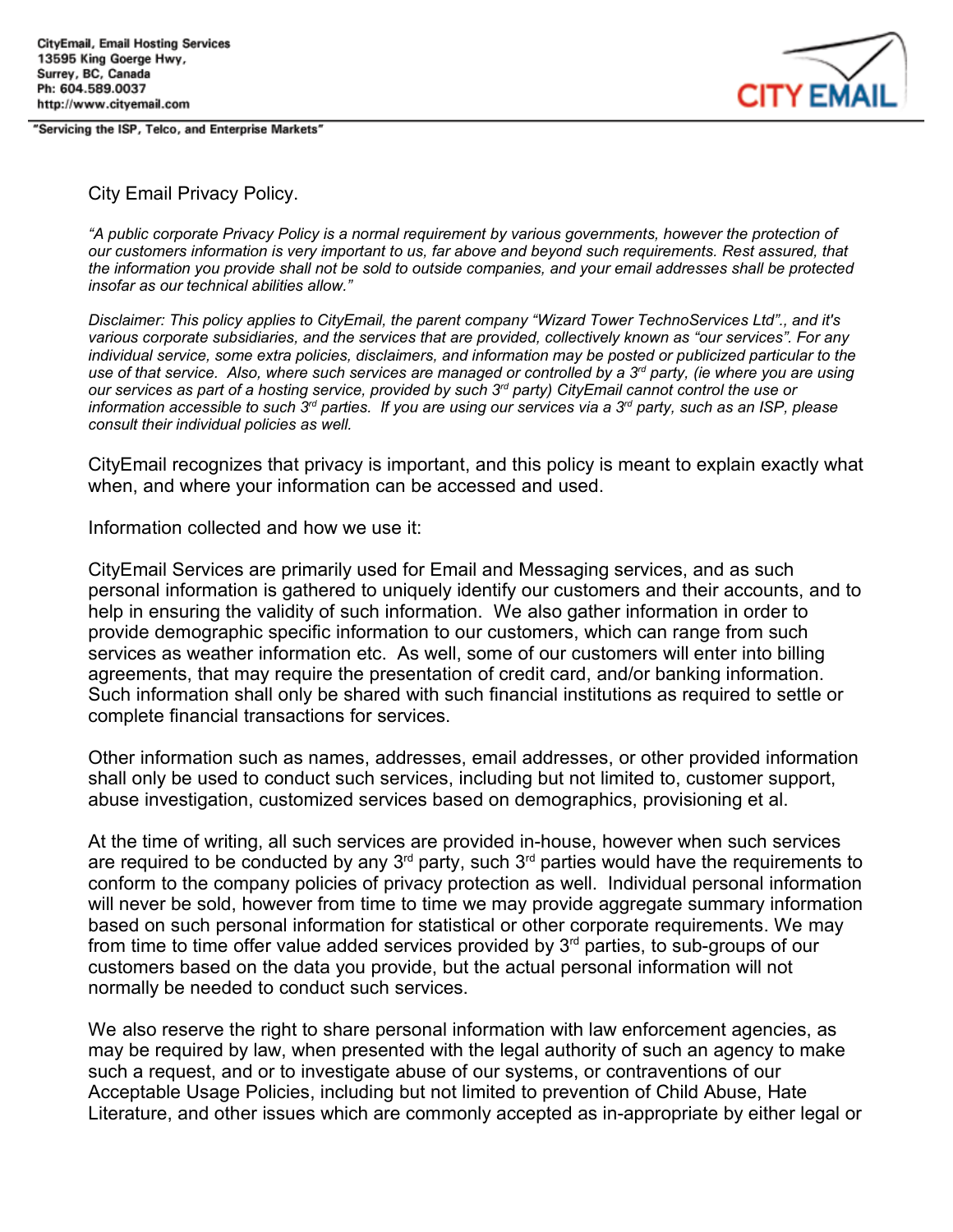CityEmail, Email Hosting Services
13595 King Goerge Hwy,
Surrey, BC, Canada
Ph: 604.589.0037
http://www.cityemail.com

"Servicing the ISP, Telco, and Enterprise Markets"

# City Email Privacy Policy.

*"A public corporate Privacy Policy is a normal requirement by various governments, however the protection of our customers information is very important to us, far above and beyond such requirements. Rest assured, that the information you provide shall not be sold to outside companies, and your email addresses shall be protected insofar as our technical abilities allow."*

*Disclaimer: This policy applies to CityEmail, the parent company "Wizard Tower TechnoServices Ltd"., and it's various corporate subsidiaries, and the services that are provided, collectively known as "our services". For any individual service, some extra policies, disclaimers, and information may be posted or publicized particular to the use of that service. Also, where such services are managed or controlled by a 3rd party, (ie where you are using our services as part of a hosting service, provided by such 3rd party) CityEmail cannot control the use or information accessible to such 3rd parties. If you are using our services via a 3rd party, such as an ISP, please consult their individual policies as well.*

CityEmail recognizes that privacy is important, and this policy is meant to explain exactly what when, and where your information can be accessed and used.

Information collected and how we use it:

CityEmail Services are primarily used for Email and Messaging services, and as such personal information is gathered to uniquely identify our customers and their accounts, and to help in ensuring the validity of such information. We also gather information in order to provide demographic specific information to our customers, which can range from such services as weather information etc. As well, some of our customers will enter into billing agreements, that may require the presentation of credit card, and/or banking information. Such information shall only be shared with such financial institutions as required to settle or complete financial transactions for services.

Other information such as names, addresses, email addresses, or other provided information shall only be used to conduct such services, including but not limited to, customer support, abuse investigation, customized services based on demographics, provisioning et al.

At the time of writing, all such services are provided in-house, however when such services are required to be conducted by any 3rd party, such 3rd parties would have the requirements to conform to the company policies of privacy protection as well. Individual personal information will never be sold, however from time to time we may provide aggregate summary information based on such personal information for statistical or other corporate requirements. We may from time to time offer value added services provided by 3rd parties, to sub-groups of our customers based on the data you provide, but the actual personal information will not normally be needed to conduct such services.

We also reserve the right to share personal information with law enforcement agencies, as may be required by law, when presented with the legal authority of such an agency to make such a request, and or to investigate abuse of our systems, or contraventions of our Acceptable Usage Policies, including but not limited to prevention of Child Abuse, Hate Literature, and other issues which are commonly accepted as in-appropriate by either legal or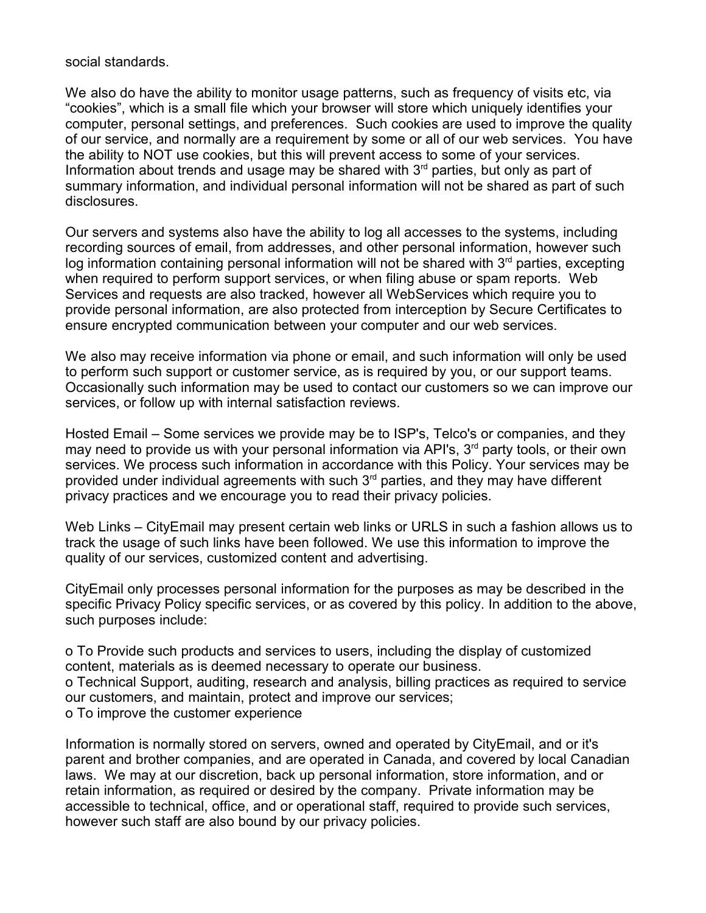social standards.

We also do have the ability to monitor usage patterns, such as frequency of visits etc, via "cookies", which is a small file which your browser will store which uniquely identifies your computer, personal settings, and preferences. Such cookies are used to improve the quality of our service, and normally are a requirement by some or all of our web services. You have the ability to NOT use cookies, but this will prevent access to some of your services. Information about trends and usage may be shared with 3rd parties, but only as part of summary information, and individual personal information will not be shared as part of such disclosures.

Our servers and systems also have the ability to log all accesses to the systems, including recording sources of email, from addresses, and other personal information, however such log information containing personal information will not be shared with 3rd parties, excepting when required to perform support services, or when filing abuse or spam reports. Web Services and requests are also tracked, however all WebServices which require you to provide personal information, are also protected from interception by Secure Certificates to ensure encrypted communication between your computer and our web services.

We also may receive information via phone or email, and such information will only be used to perform such support or customer service, as is required by you, or our support teams. Occasionally such information may be used to contact our customers so we can improve our services, or follow up with internal satisfaction reviews.

Hosted Email – Some services we provide may be to ISP's, Telco's or companies, and they may need to provide us with your personal information via API's, 3rd party tools, or their own services. We process such information in accordance with this Policy. Your services may be provided under individual agreements with such 3rd parties, and they may have different privacy practices and we encourage you to read their privacy policies.

Web Links – CityEmail may present certain web links or URLS in such a fashion allows us to track the usage of such links have been followed. We use this information to improve the quality of our services, customized content and advertising.

CityEmail only processes personal information for the purposes as may be described in the specific Privacy Policy specific services, or as covered by this policy. In addition to the above, such purposes include:

o To Provide such products and services to users, including the display of customized content, materials as is deemed necessary to operate our business.
o Technical Support, auditing, research and analysis, billing practices as required to service our customers, and maintain, protect and improve our services;
o To improve the customer experience

Information is normally stored on servers, owned and operated by CityEmail, and or it's parent and brother companies, and are operated in Canada, and covered by local Canadian laws. We may at our discretion, back up personal information, store information, and or retain information, as required or desired by the company. Private information may be accessible to technical, office, and or operational staff, required to provide such services, however such staff are also bound by our privacy policies.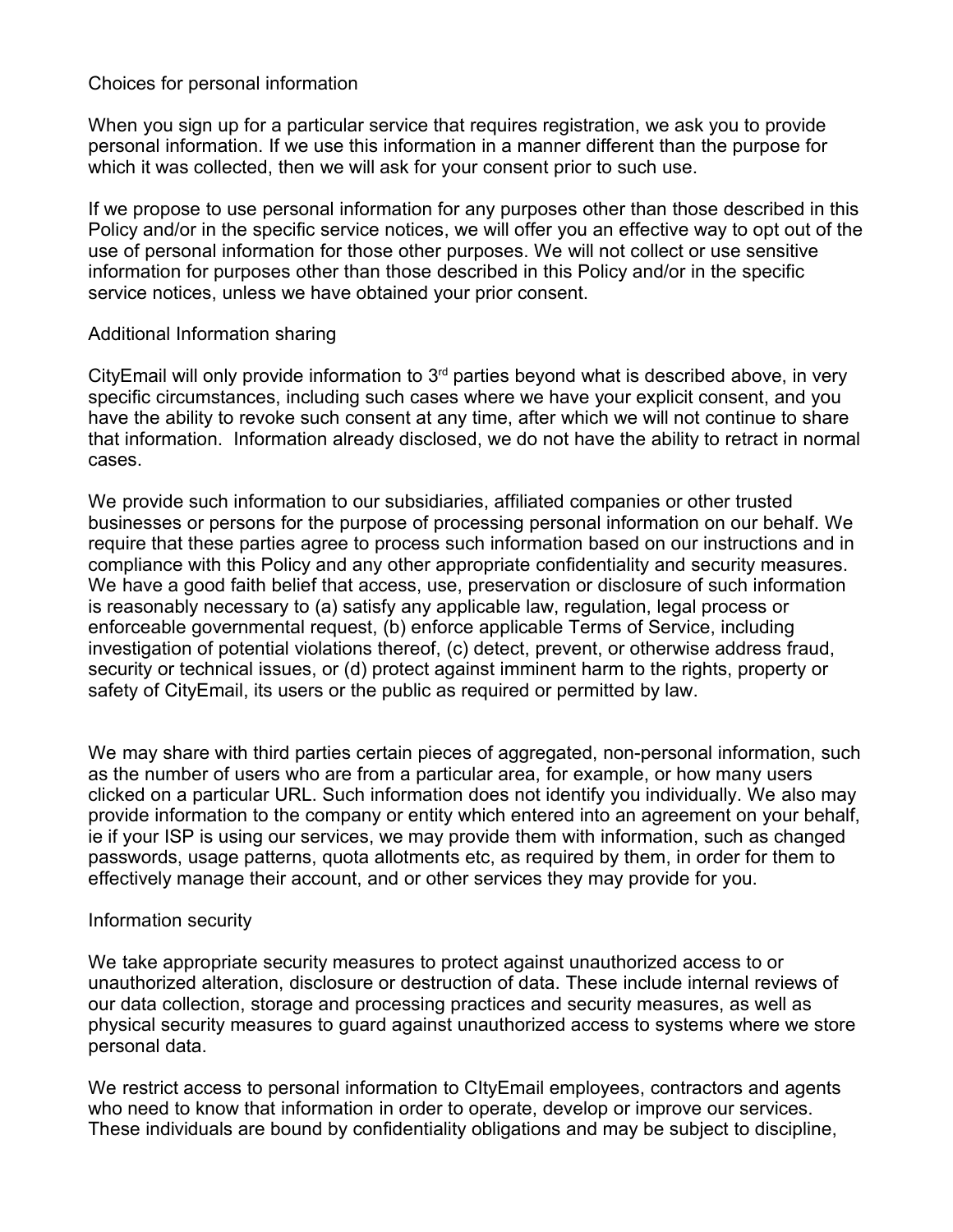## Choices for personal information

When you sign up for a particular service that requires registration, we ask you to provide personal information. If we use this information in a manner different than the purpose for which it was collected, then we will ask for your consent prior to such use.

If we propose to use personal information for any purposes other than those described in this Policy and/or in the specific service notices, we will offer you an effective way to opt out of the use of personal information for those other purposes. We will not collect or use sensitive information for purposes other than those described in this Policy and/or in the specific service notices, unless we have obtained your prior consent.

## Additional Information sharing

CityEmail will only provide information to 3rd parties beyond what is described above, in very specific circumstances, including such cases where we have your explicit consent, and you have the ability to revoke such consent at any time, after which we will not continue to share that information. Information already disclosed, we do not have the ability to retract in normal cases.

We provide such information to our subsidiaries, affiliated companies or other trusted businesses or persons for the purpose of processing personal information on our behalf. We require that these parties agree to process such information based on our instructions and in compliance with this Policy and any other appropriate confidentiality and security measures. We have a good faith belief that access, use, preservation or disclosure of such information is reasonably necessary to (a) satisfy any applicable law, regulation, legal process or enforceable governmental request, (b) enforce applicable Terms of Service, including investigation of potential violations thereof, (c) detect, prevent, or otherwise address fraud, security or technical issues, or (d) protect against imminent harm to the rights, property or safety of CityEmail, its users or the public as required or permitted by law.

We may share with third parties certain pieces of aggregated, non-personal information, such as the number of users who are from a particular area, for example, or how many users clicked on a particular URL. Such information does not identify you individually. We also may provide information to the company or entity which entered into an agreement on your behalf, ie if your ISP is using our services, we may provide them with information, such as changed passwords, usage patterns, quota allotments etc, as required by them, in order for them to effectively manage their account, and or other services they may provide for you.

## Information security

We take appropriate security measures to protect against unauthorized access to or unauthorized alteration, disclosure or destruction of data. These include internal reviews of our data collection, storage and processing practices and security measures, as well as physical security measures to guard against unauthorized access to systems where we store personal data.

We restrict access to personal information to CItyEmail employees, contractors and agents who need to know that information in order to operate, develop or improve our services. These individuals are bound by confidentiality obligations and may be subject to discipline,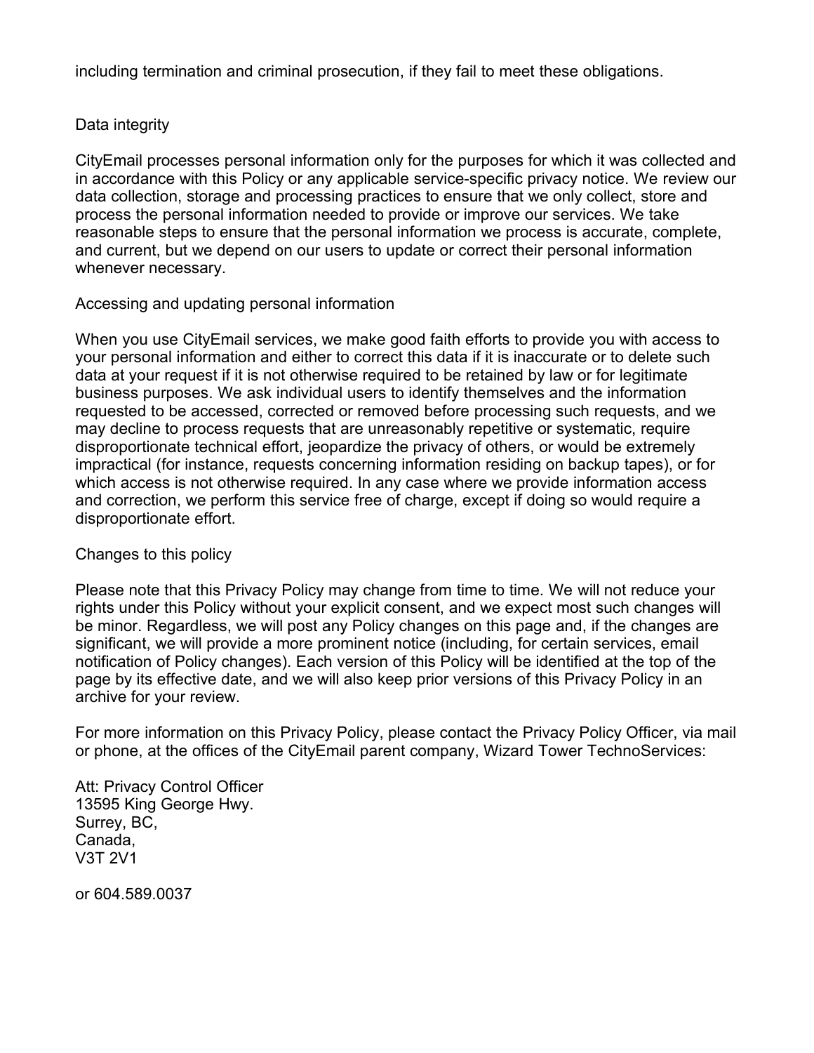including termination and criminal prosecution, if they fail to meet these obligations.

## Data integrity

CityEmail processes personal information only for the purposes for which it was collected and in accordance with this Policy or any applicable service-specific privacy notice. We review our data collection, storage and processing practices to ensure that we only collect, store and process the personal information needed to provide or improve our services. We take reasonable steps to ensure that the personal information we process is accurate, complete, and current, but we depend on our users to update or correct their personal information whenever necessary.

## Accessing and updating personal information

When you use CityEmail services, we make good faith efforts to provide you with access to your personal information and either to correct this data if it is inaccurate or to delete such data at your request if it is not otherwise required to be retained by law or for legitimate business purposes. We ask individual users to identify themselves and the information requested to be accessed, corrected or removed before processing such requests, and we may decline to process requests that are unreasonably repetitive or systematic, require disproportionate technical effort, jeopardize the privacy of others, or would be extremely impractical (for instance, requests concerning information residing on backup tapes), or for which access is not otherwise required. In any case where we provide information access and correction, we perform this service free of charge, except if doing so would require a disproportionate effort.

## Changes to this policy

Please note that this Privacy Policy may change from time to time. We will not reduce your rights under this Policy without your explicit consent, and we expect most such changes will be minor. Regardless, we will post any Policy changes on this page and, if the changes are significant, we will provide a more prominent notice (including, for certain services, email notification of Policy changes). Each version of this Policy will be identified at the top of the page by its effective date, and we will also keep prior versions of this Privacy Policy in an archive for your review.

For more information on this Privacy Policy, please contact the Privacy Policy Officer, via mail or phone, at the offices of the CityEmail parent company, Wizard Tower TechnoServices:

Att: Privacy Control Officer  
13595 King George Hwy.  
Surrey, BC,  
Canada,  
V3T 2V1

or 604.589.0037